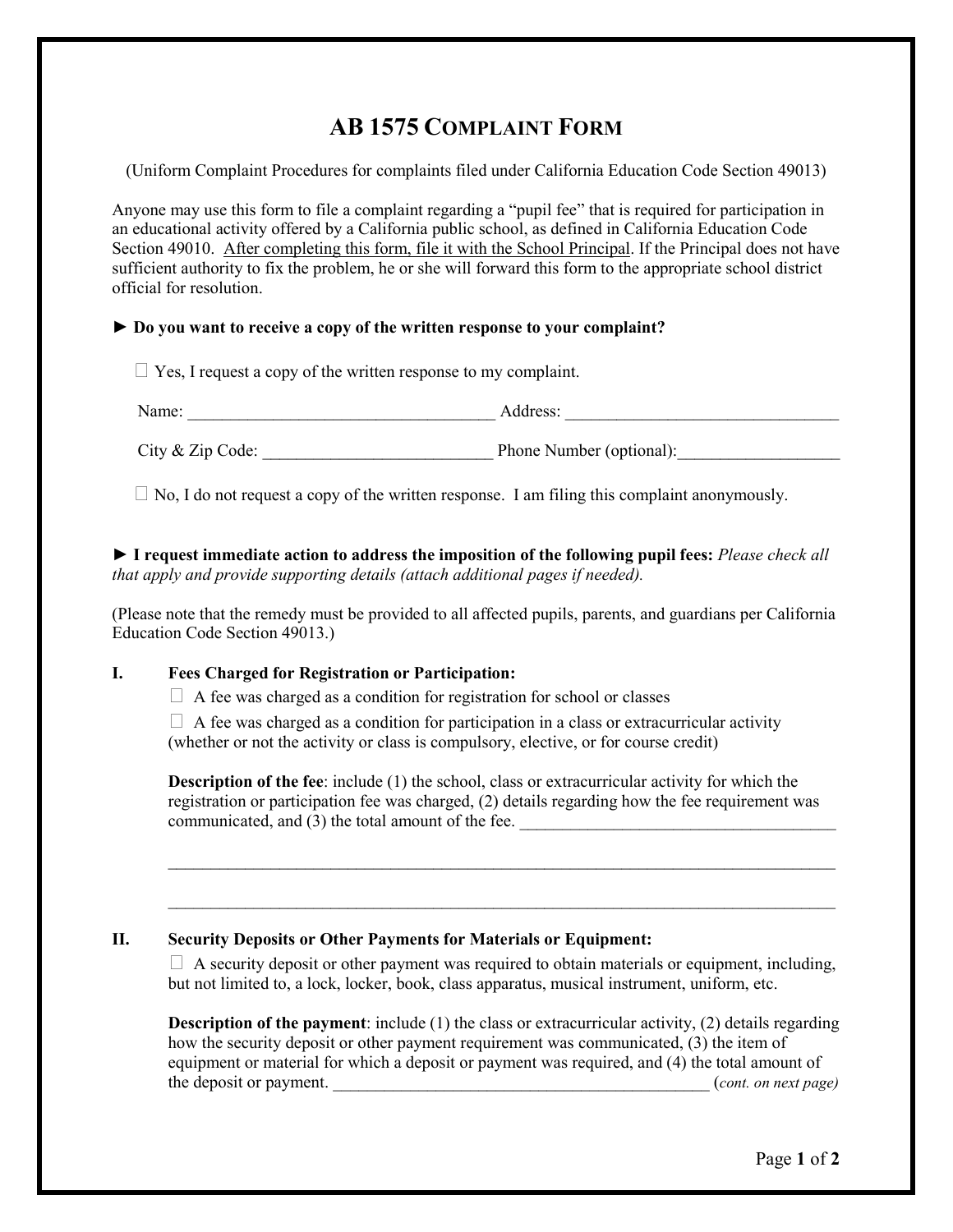# AB 1575 COMPLAINT FORM

(Uniform Complaint Procedures for complaints filed under California Education Code Section 49013)

Anyone may use this form to file a complaint regarding a "pupil fee" that is required for participation in an educational activity offered by a California public school, as defined in California Education Code Section 49010. <u>After completing this form, file it with the School Principal</u>. If the Principal does not have sufficient authority to fix the problem, he or she will forward this form to the appropriate school district official for resolution.

**► Do you want to receive a copy of the written response to your complaint?**

☐ Yes, I request a copy of the written response to my complaint.

Name: ____________________________________ Address: ________________________________

City & Zip Code: ___________________________ Phone Number (optional):___________________

☐ No, I do not request a copy of the written response. I am filing this complaint anonymously.

**► I request immediate action to address the imposition of the following pupil fees:** *Please check all that apply and provide supporting details (attach additional pages if needed).*

(Please note that the remedy must be provided to all affected pupils, parents, and guardians per California Education Code Section 49013.)

## I. Fees Charged for Registration or Participation:

☐ A fee was charged as a condition for registration for school or classes

☐ A fee was charged as a condition for participation in a class or extracurricular activity (whether or not the activity or class is compulsory, elective, or for course credit)

**Description of the fee**: include (1) the school, class or extracurricular activity for which the registration or participation fee was charged, (2) details regarding how the fee requirement was communicated, and (3) the total amount of the fee. _____________________________________

________________________________________________________________________________

________________________________________________________________________________

## II. Security Deposits or Other Payments for Materials or Equipment:

☐ A security deposit or other payment was required to obtain materials or equipment, including, but not limited to, a lock, locker, book, class apparatus, musical instrument, uniform, etc.

**Description of the payment**: include (1) the class or extracurricular activity, (2) details regarding how the security deposit or other payment requirement was communicated, (3) the item of equipment or material for which a deposit or payment was required, and (4) the total amount of the deposit or payment. _____________________________________________ (*cont. on next page)*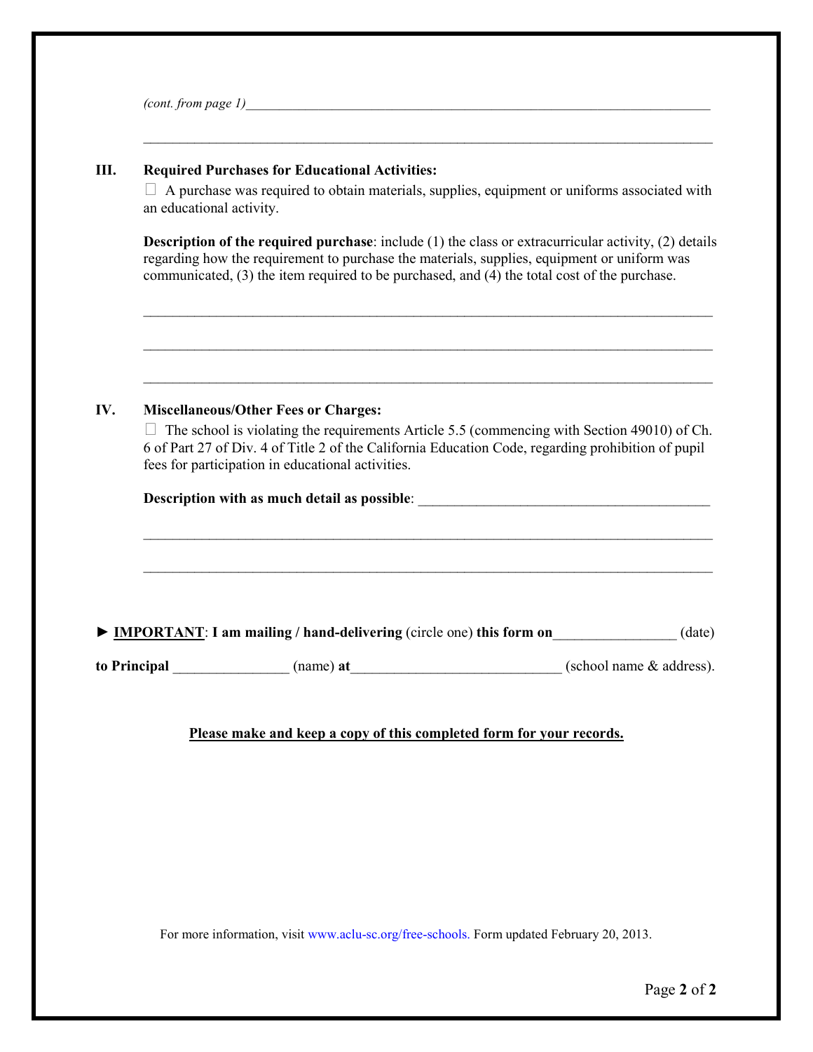*(cont. from page 1)*______________________________________________________________________

______________________________________________________________________________

## III. Required Purchases for Educational Activities:

☐ A purchase was required to obtain materials, supplies, equipment or uniforms associated with an educational activity.

**Description of the required purchase**: include (1) the class or extracurricular activity, (2) details regarding how the requirement to purchase the materials, supplies, equipment or uniform was communicated, (3) the item required to be purchased, and (4) the total cost of the purchase.

______________________________________________________________________________

______________________________________________________________________________

______________________________________________________________________________

## IV. Miscellaneous/Other Fees or Charges:

☐ The school is violating the requirements Article 5.5 (commencing with Section 49010) of Ch. 6 of Part 27 of Div. 4 of Title 2 of the California Education Code, regarding prohibition of pupil fees for participation in educational activities.

**Description with as much detail as possible**: ________________________________________

______________________________________________________________________________

______________________________________________________________________________

► **IMPORTANT**: **I am mailing / hand-delivering** (circle one) **this form on**________________ (date)

**to Principal** _______________ (name) **at**____________________________ (school name & address).

**Please make and keep a copy of this completed form for your records.**

For more information, visit www.aclu-sc.org/free-schools. Form updated February 20, 2013.